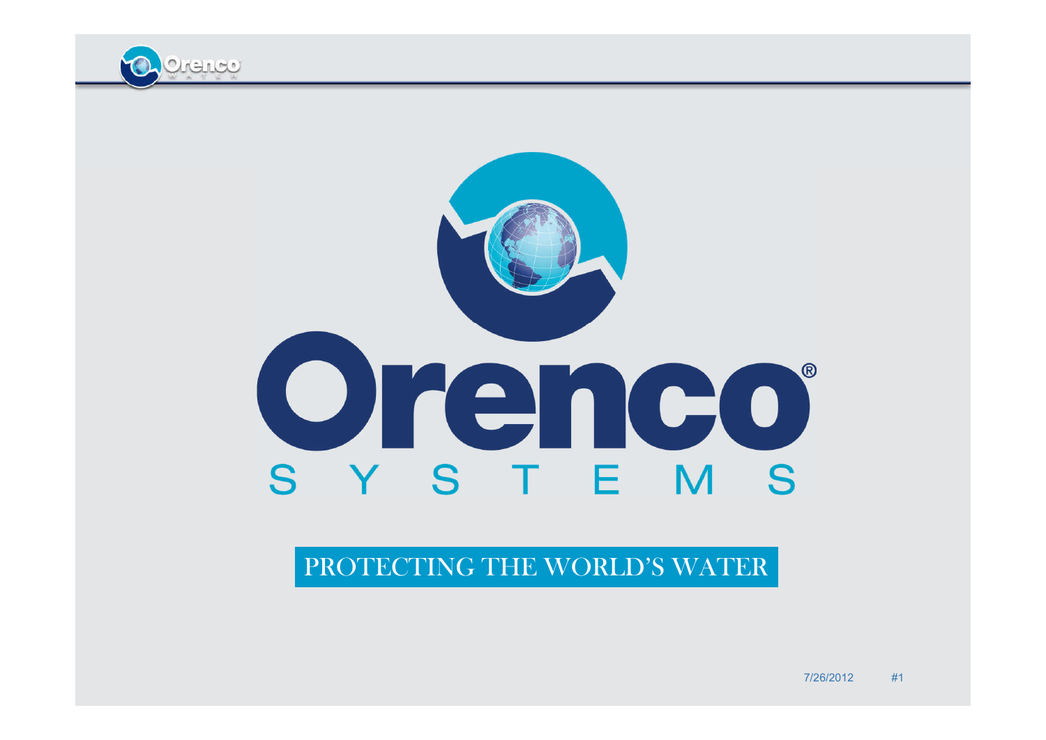# Orenco®

## SYSTEMS

PROTECTING THE WORLD'S WATER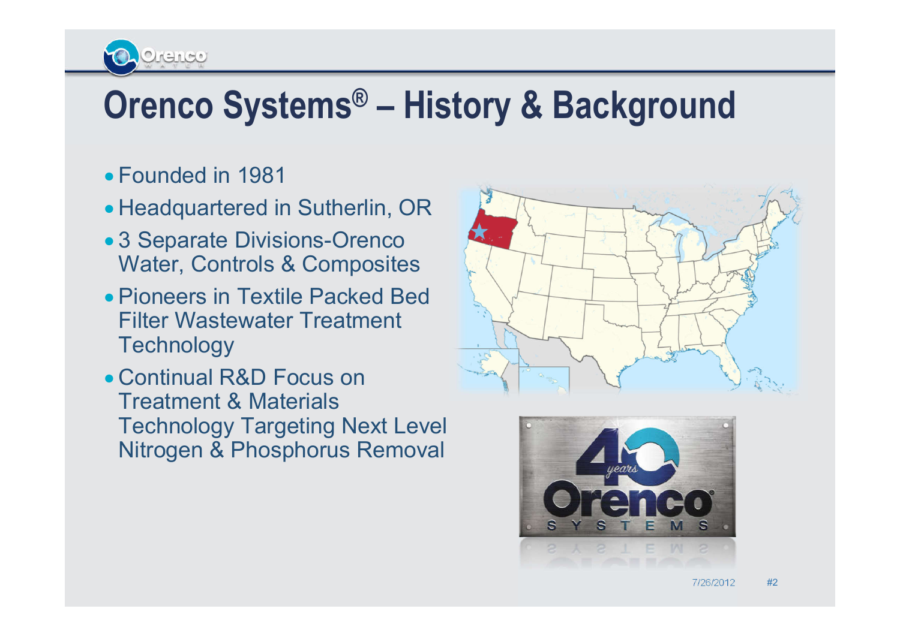# Orenco Systems® – History & Background

- Founded in 1981
- Headquartered in Sutherlin, OR
- 3 Separate Divisions-Orenco Water, Controls & Composites
- Pioneers in Textile Packed Bed Filter Wastewater Treatment Technology
- Continual R&D Focus on Treatment & Materials Technology Targeting Next Level Nitrogen & Phosphorus Removal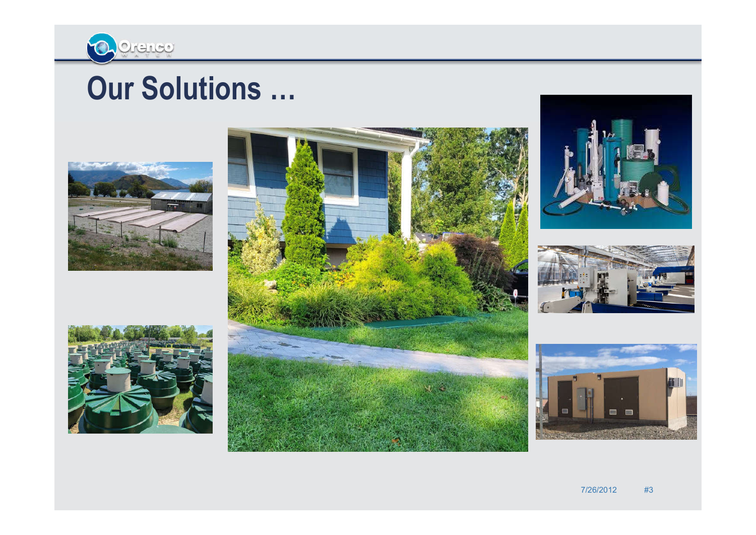# Our Solutions …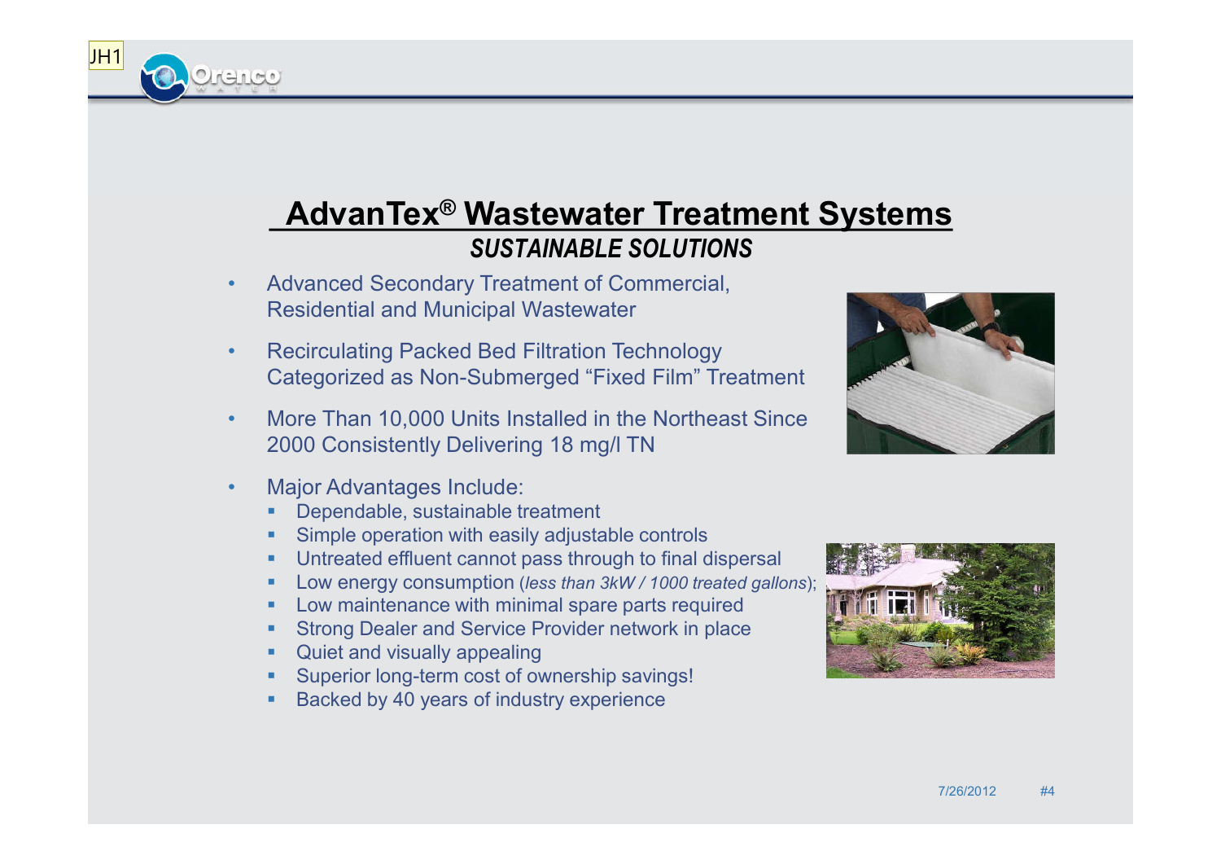# AdvanTex® Wastewater Treatment Systems

***SUSTAINABLE SOLUTIONS***

- Advanced Secondary Treatment of Commercial, Residential and Municipal Wastewater
- Recirculating Packed Bed Filtration Technology Categorized as Non-Submerged "Fixed Film" Treatment
- More Than 10,000 Units Installed in the Northeast Since 2000 Consistently Delivering 18 mg/l TN
- Major Advantages Include:
  - Dependable, sustainable treatment
  - Simple operation with easily adjustable controls
  - Untreated effluent cannot pass through to final dispersal
  - Low energy consumption (*less than 3kW / 1000 treated gallons*);
  - Low maintenance with minimal spare parts required
  - Strong Dealer and Service Provider network in place
  - Quiet and visually appealing
  - Superior long-term cost of ownership savings!
  - Backed by 40 years of industry experience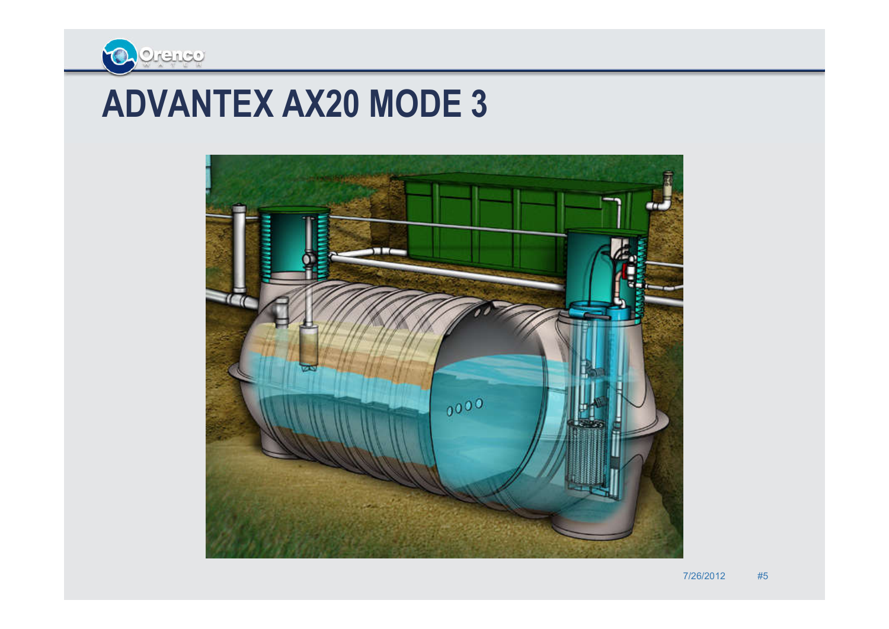# ADVANTEX AX20 MODE 3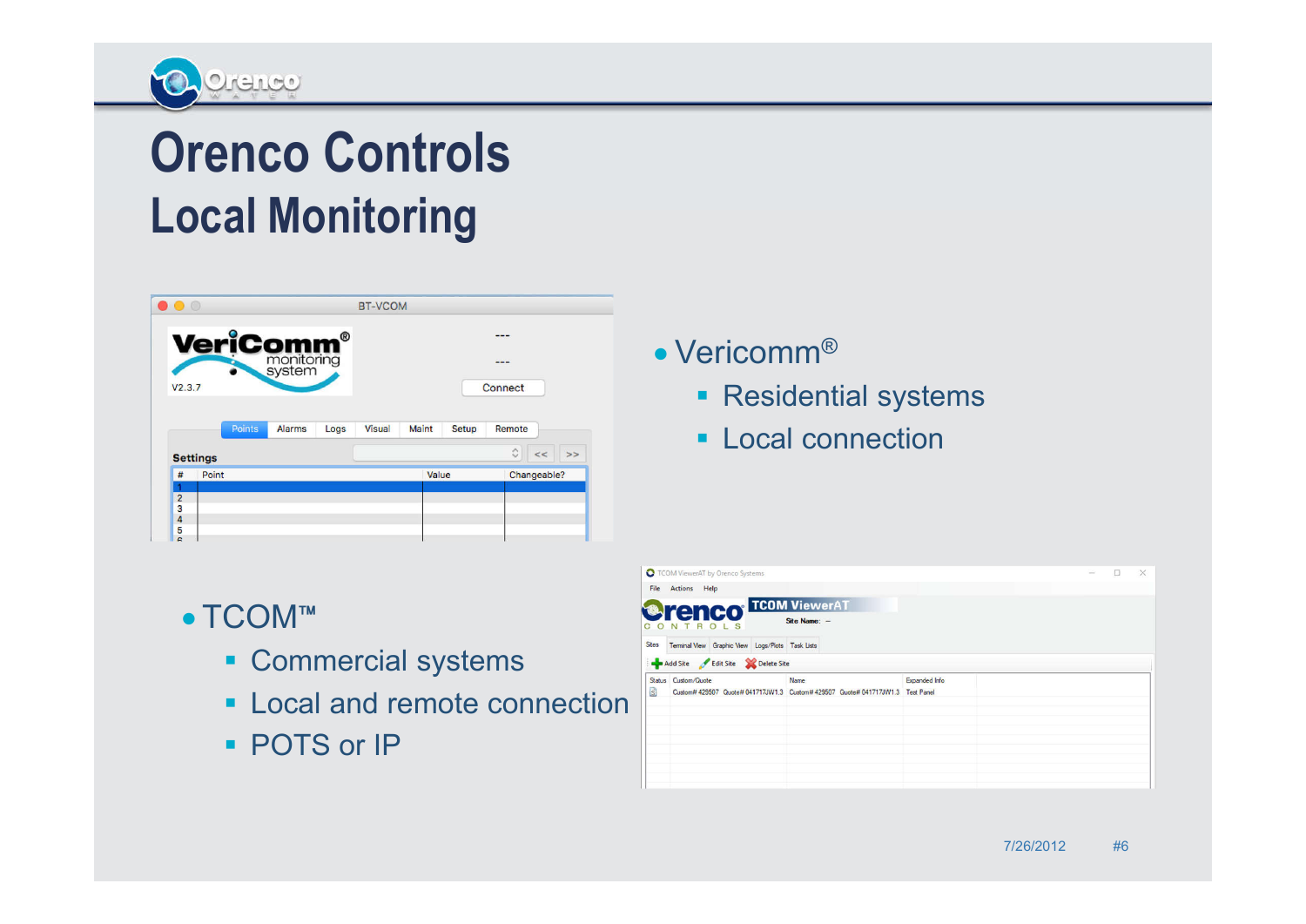# Orenco Controls
## Local Monitoring

- Vericomm®
  - Residential systems
  - Local connection

- TCOM™
  - Commercial systems
  - Local and remote connection
  - POTS or IP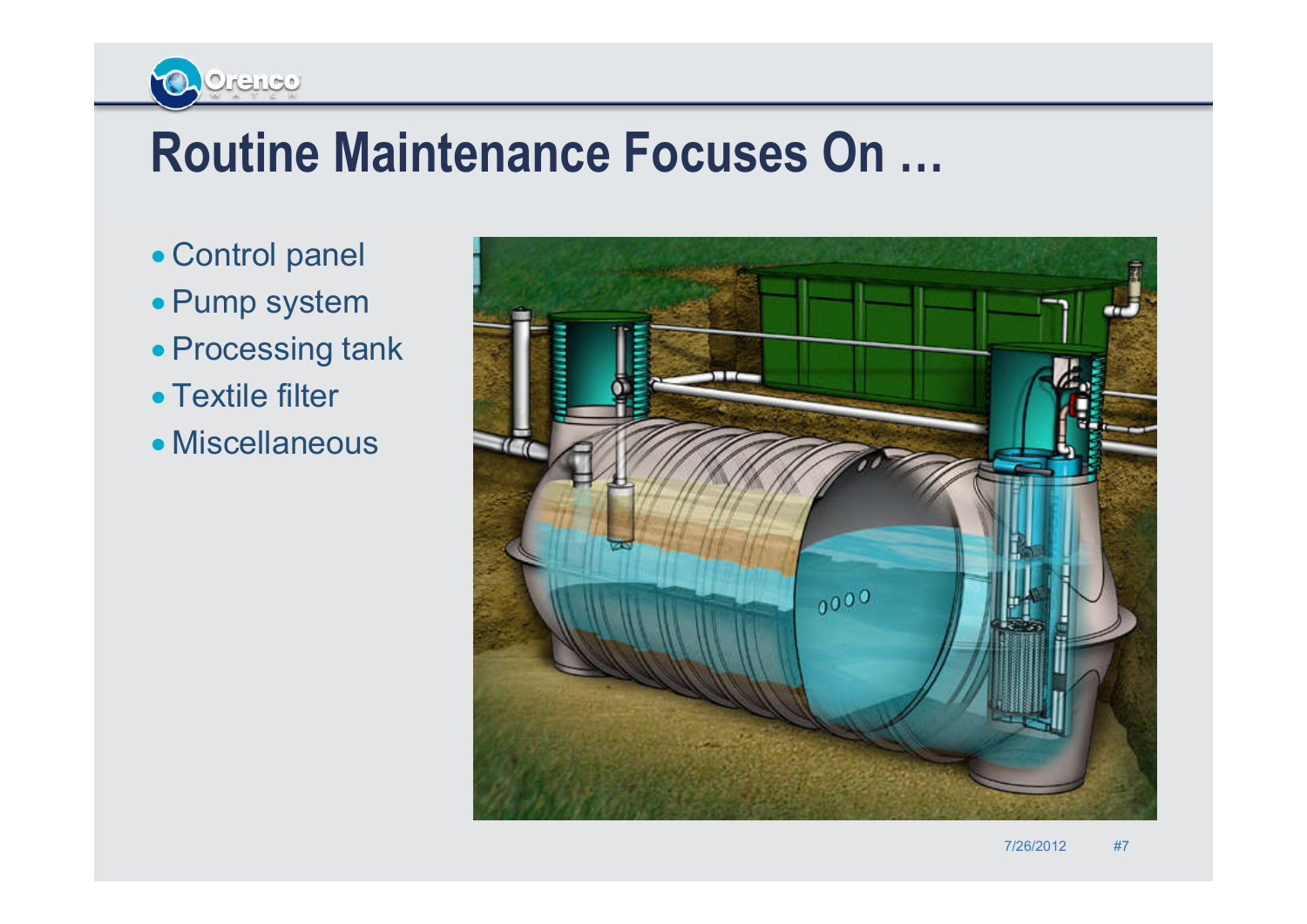# Routine Maintenance Focuses On …

- Control panel
- Pump system
- Processing tank
- Textile filter
- Miscellaneous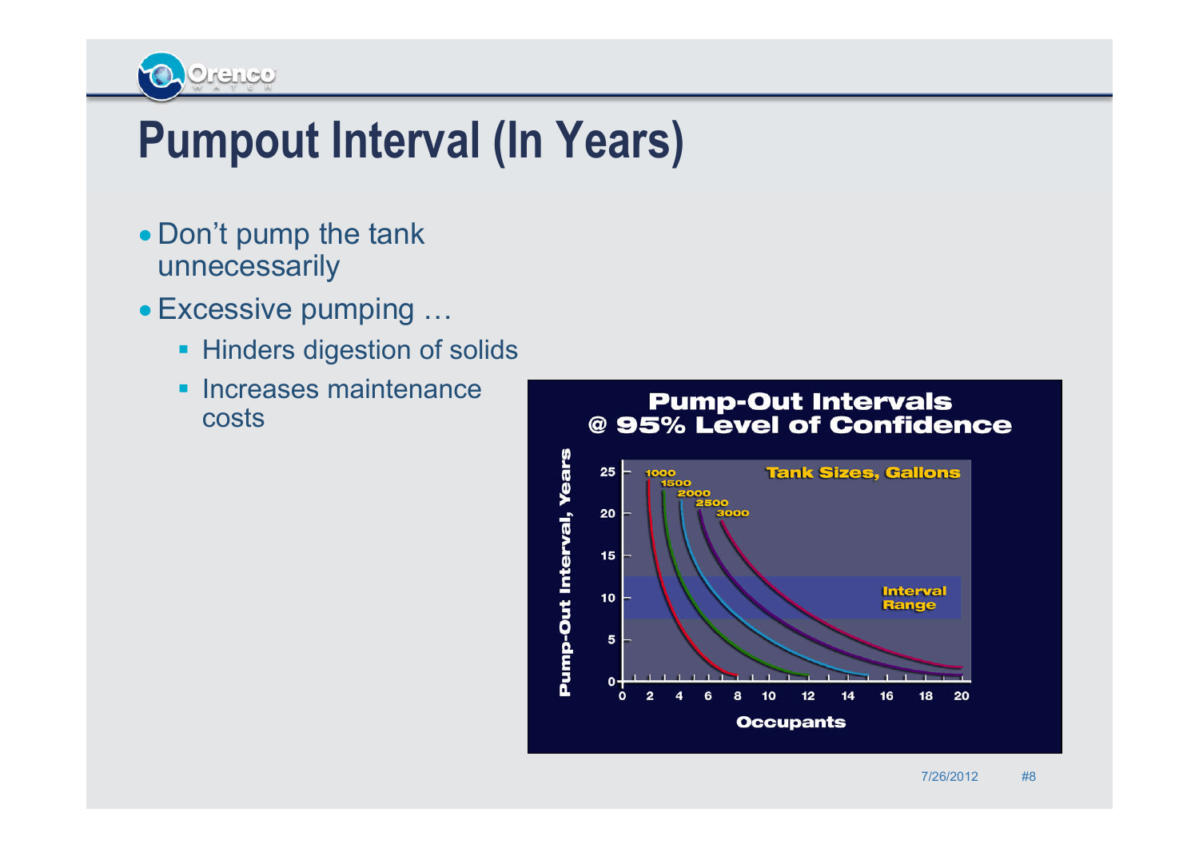# Pumpout Interval (In Years)

- Don't pump the tank unnecessarily
- Excessive pumping …
  - Hinders digestion of solids
  - Increases maintenance costs

**Pump-Out Intervals @ 95% Level of Confidence**

Pump-Out Interval, Years vs. Occupants

Tank Sizes, Gallons: 1000, 1500, 2000, 2500, 3000

Interval Range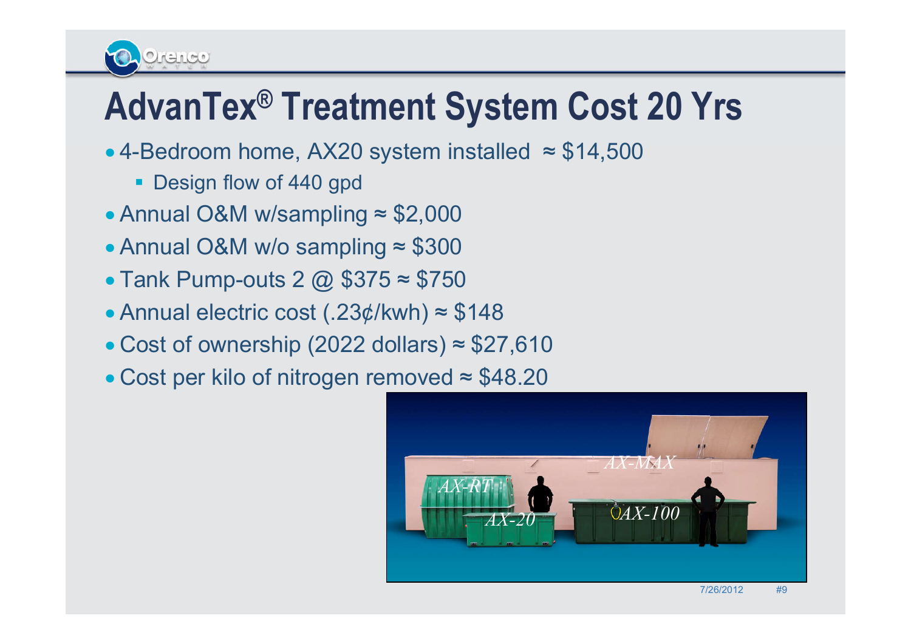# AdvanTex® Treatment System Cost 20 Yrs

- 4-Bedroom home, AX20 system installed ≈ $14,500
  - Design flow of 440 gpd
- Annual O&M w/sampling ≈ $2,000
- Annual O&M w/o sampling ≈ $300
- Tank Pump-outs 2 @ $375 ≈ $750
- Annual electric cost (.23¢/kwh) ≈ $148
- Cost of ownership (2022 dollars) ≈ $27,610
- Cost per kilo of nitrogen removed ≈ $48.20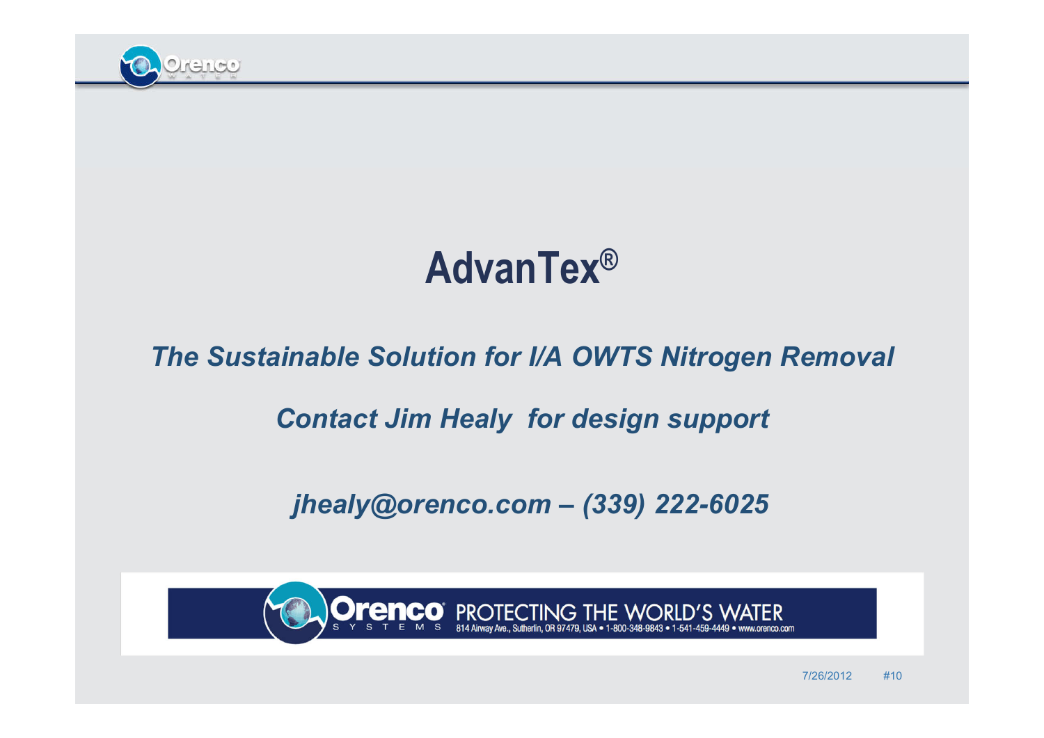# AdvanTex®

*The Sustainable Solution for I/A OWTS Nitrogen Removal*

*Contact Jim Healy for design support*

*jhealy@orenco.com – (339) 222-6025*

Orenco SYSTEMS PROTECTING THE WORLD'S WATER
814 Airway Ave., Sutherlin, OR 97479, USA • 1-800-348-9843 • 1-541-459-4449 • www.orenco.com